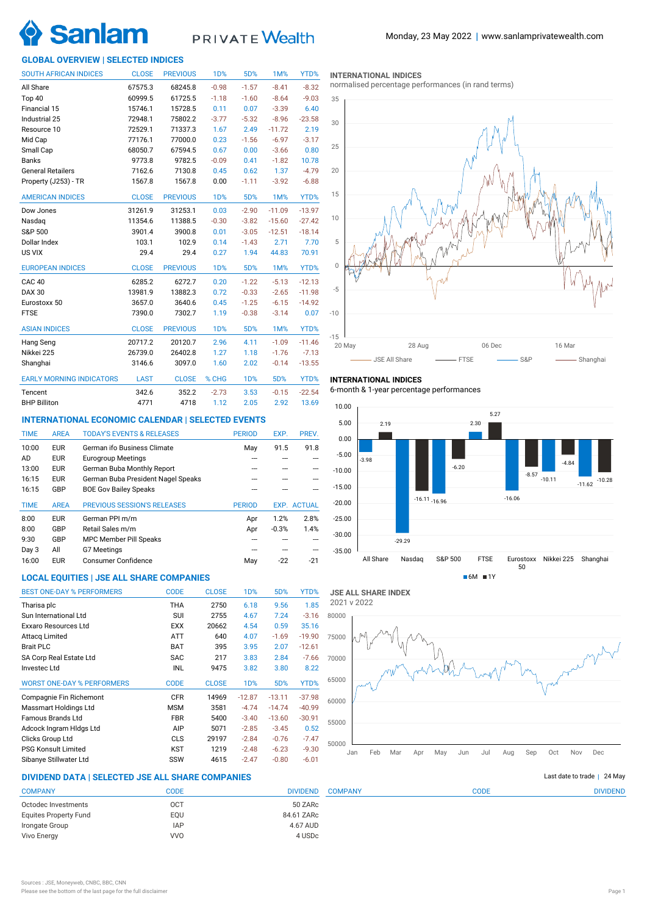Sanlam PRIVATE Wealth

Monday, 23 May 2022 | www.sanlamprivatewealth.com

## GLOBAL OVERVIEW | SELECTED INDICES

| SOUTH AFRICAN INDICES | CLOSE | PREVIOUS | 1D% | 5D% | 1M% | YTD% |
|---|---|---|---|---|---|---|
| All Share | 67575.3 | 68245.8 | -0.98 | -1.57 | -8.41 | -8.32 |
| Top 40 | 60999.5 | 61725.5 | -1.18 | -1.60 | -8.64 | -9.03 |
| Financial 15 | 15746.1 | 15728.5 | 0.11 | 0.07 | -3.39 | 6.40 |
| Industrial 25 | 72948.1 | 75802.2 | -3.77 | -5.32 | -8.96 | -23.58 |
| Resource 10 | 72529.1 | 71337.3 | 1.67 | 2.49 | -11.72 | 2.19 |
| Mid Cap | 77176.1 | 77000.0 | 0.23 | -1.56 | -6.97 | -3.17 |
| Small Cap | 68050.7 | 67594.5 | 0.67 | 0.00 | -3.66 | 0.80 |
| Banks | 9773.8 | 9782.5 | -0.09 | 0.41 | -1.82 | 10.78 |
| General Retailers | 7162.6 | 7130.8 | 0.45 | 0.62 | 1.37 | -4.79 |
| Property (J253) - TR | 1567.8 | 1567.8 | 0.00 | -1.11 | -3.92 | -6.88 |

| AMERICAN INDICES | CLOSE | PREVIOUS | 1D% | 5D% | 1M% | YTD% |
|---|---|---|---|---|---|---|
| Dow Jones | 31261.9 | 31253.1 | 0.03 | -2.90 | -11.09 | -13.97 |
| Nasdaq | 11354.6 | 11388.5 | -0.30 | -3.82 | -15.60 | -27.42 |
| S&P 500 | 3901.4 | 3900.8 | 0.01 | -3.05 | -12.51 | -18.14 |
| Dollar Index | 103.1 | 102.9 | 0.14 | -1.43 | 2.71 | 7.70 |
| US VIX | 29.4 | 29.4 | 0.27 | 1.94 | 44.83 | 70.91 |

| EUROPEAN INDICES | CLOSE | PREVIOUS | 1D% | 5D% | 1M% | YTD% |
|---|---|---|---|---|---|---|
| CAC 40 | 6285.2 | 6272.7 | 0.20 | -1.22 | -5.13 | -12.13 |
| DAX 30 | 13981.9 | 13882.3 | 0.72 | -0.33 | -2.65 | -11.98 |
| Eurostoxx 50 | 3657.0 | 3640.6 | 0.45 | -1.25 | -6.15 | -14.92 |
| FTSE | 7390.0 | 7302.7 | 1.19 | -0.38 | -3.14 | 0.07 |

| ASIAN INDICES | CLOSE | PREVIOUS | 1D% | 5D% | 1M% | YTD% |
|---|---|---|---|---|---|---|
| Hang Seng | 20717.2 | 20120.7 | 2.96 | 4.11 | -1.09 | -11.46 |
| Nikkei 225 | 26739.0 | 26402.8 | 1.27 | 1.18 | -1.76 | -7.13 |
| Shanghai | 3146.6 | 3097.0 | 1.60 | 2.02 | -0.14 | -13.55 |

| EARLY MORNING INDICATORS | LAST | CLOSE | % CHG | 1D% | 5D% | YTD% |
|---|---|---|---|---|---|---|
| Tencent | 342.6 | 352.2 | -2.73 | 3.53 | -0.15 | -22.54 |
| BHP Billiton | 4771 | 4718 | 1.12 | 2.05 | 2.92 | 13.69 |

### INTERNATIONAL INDICES
normalised percentage performances (in rand terms)

Legend: JSE All Share, FTSE, S&P, Shanghai (20 May – 16 Mar)

### INTERNATIONAL INDICES
6-month & 1-year percentage performances

| Index | 6M | 1Y |
|---|---|---|
| All Share | -3.98 | 2.19 |
| Nasdaq | -29.29 | -16.11 |
| S&P 500 | -16.96 | -6.20 |
| FTSE | 2.30 | 5.27 |
| Eurostoxx 50 | -16.06 | -8.57 |
| Nikkei 225 | -10.11 | -4.84 |
| Shanghai | -11.62 | -10.28 |

## INTERNATIONAL ECONOMIC CALENDAR | SELECTED EVENTS

| TIME | AREA | TODAY'S EVENTS & RELEASES | PERIOD | EXP. | PREV. |
|---|---|---|---|---|---|
| 10:00 | EUR | German ifo Business Climate | May | 91.5 | 91.8 |
| AD | EUR | Eurogroup Meetings | --- | --- | --- |
| 13:00 | EUR | German Buba Monthly Report | --- | --- | --- |
| 16:15 | EUR | German Buba President Nagel Speaks | --- | --- | --- |
| 16:15 | GBP | BOE Gov Bailey Speaks | --- | --- | --- |

| TIME | AREA | PREVIOUS SESSION'S RELEASES | PERIOD | EXP. | ACTUAL |
|---|---|---|---|---|---|
| 8:00 | EUR | German PPI m/m | Apr | 1.2% | 2.8% |
| 8:00 | GBP | Retail Sales m/m | Apr | -0.3% | 1.4% |
| 9:30 | GBP | MPC Member Pill Speaks | --- | --- | --- |
| Day 3 | All | G7 Meetings | --- | --- | --- |
| 16:00 | EUR | Consumer Confidence | May | -22 | -21 |

## LOCAL EQUITIES | JSE ALL SHARE COMPANIES

| BEST ONE-DAY % PERFORMERS | CODE | CLOSE | 1D% | 5D% | YTD% |
|---|---|---|---|---|---|
| Tharisa plc | THA | 2750 | 6.18 | 9.56 | 1.85 |
| Sun International Ltd | SUI | 2755 | 4.67 | 7.24 | -3.16 |
| Exxaro Resources Ltd | EXX | 20662 | 4.54 | 0.59 | 35.16 |
| Attacq Limited | ATT | 640 | 4.07 | -1.69 | -19.90 |
| Brait PLC | BAT | 395 | 3.95 | 2.07 | -12.61 |
| SA Corp Real Estate Ltd | SAC | 217 | 3.83 | 2.84 | -7.66 |
| Investec Ltd | INL | 9475 | 3.82 | 3.80 | 8.22 |

| WORST ONE-DAY % PERFORMERS | CODE | CLOSE | 1D% | 5D% | YTD% |
|---|---|---|---|---|---|
| Compagnie Fin Richemont | CFR | 14969 | -12.87 | -13.11 | -37.98 |
| Massmart Holdings Ltd | MSM | 3581 | -4.74 | -14.74 | -40.99 |
| Famous Brands Ltd | FBR | 5400 | -3.40 | -13.60 | -30.91 |
| Adcock Ingram Hldgs Ltd | AIP | 5071 | -2.85 | -3.45 | 0.52 |
| Clicks Group Ltd | CLS | 29197 | -2.84 | -0.76 | -7.47 |
| PSG Konsult Limited | KST | 1219 | -2.48 | -6.23 | -9.30 |
| Sibanye Stillwater Ltd | SSW | 4615 | -2.47 | -0.80 | -6.01 |

### JSE ALL SHARE INDEX
2021 v 2022

## DIVIDEND DATA | SELECTED JSE ALL SHARE COMPANIES

Last date to trade | 24 May

| COMPANY | CODE | DIVIDEND |
|---|---|---|
| Octodec Investments | OCT | 50 ZARc |
| Equites Property Fund | EQU | 84.61 ZARc |
| Irongate Group | IAP | 4.67 AUD |
| Vivo Energy | VVO | 4 USDc |

Sources : JSE, Moneyweb, CNBC, BBC, CNN
Please see the bottom of the last page for the full disclaimer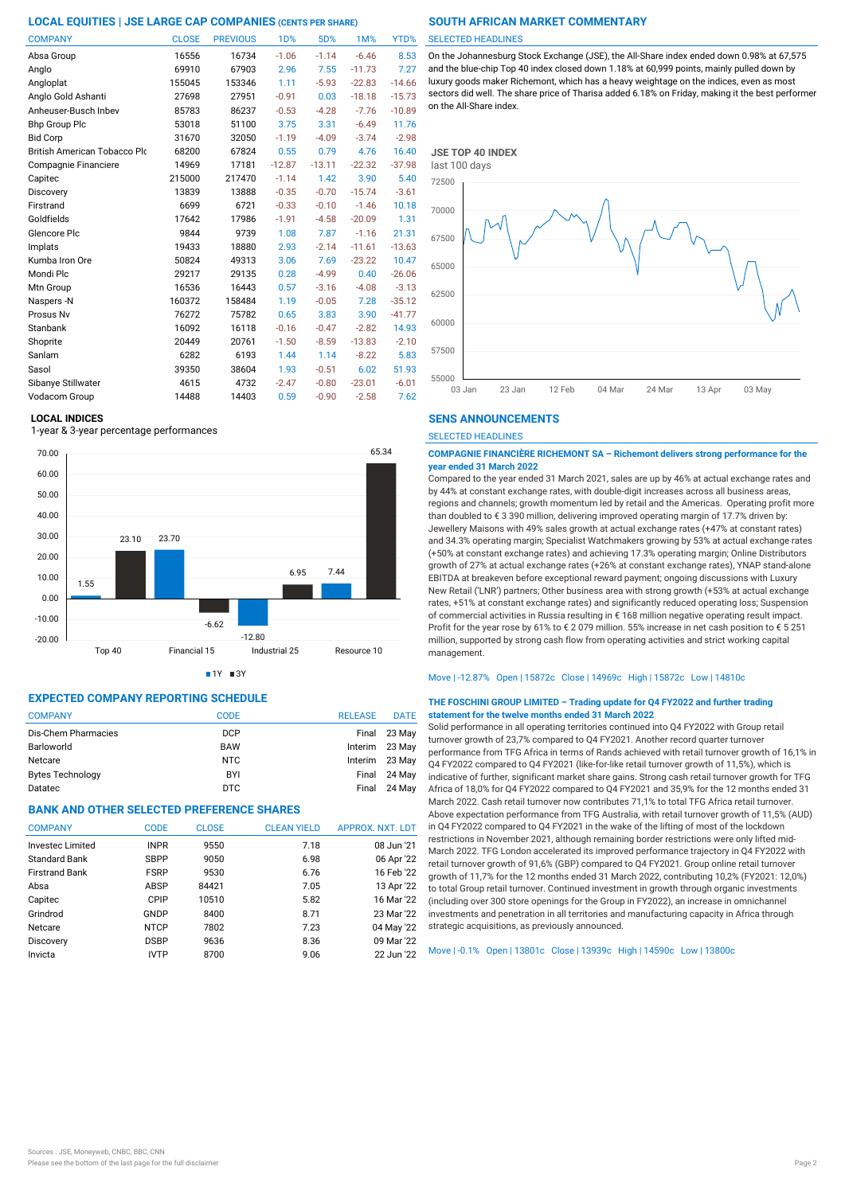## LOCAL EQUITIES | JSE LARGE CAP COMPANIES (CENTS PER SHARE)

| COMPANY | CLOSE | PREVIOUS | 1D% | 5D% | 1M% | YTD% |
|---|---|---|---|---|---|---|
| Absa Group | 16556 | 16734 | -1.06 | -1.14 | -6.46 | 8.53 |
| Anglo | 69910 | 67903 | 2.96 | 7.55 | -11.73 | 7.27 |
| Angloplat | 155045 | 153346 | 1.11 | -5.93 | -22.83 | -14.66 |
| Anglo Gold Ashanti | 27698 | 27951 | -0.91 | 0.03 | -18.18 | -15.73 |
| Anheuser-Busch Inbev | 85783 | 86237 | -0.53 | -4.28 | -7.76 | -10.89 |
| Bhp Group Plc | 53018 | 51100 | 3.75 | 3.31 | -6.49 | 11.76 |
| Bid Corp | 31670 | 32050 | -1.19 | -4.09 | -3.74 | -2.98 |
| British American Tobacco Plc | 68200 | 67824 | 0.55 | 0.79 | 4.76 | 16.40 |
| Compagnie Financiere | 14969 | 17181 | -12.87 | -13.11 | -22.32 | -37.98 |
| Capitec | 215000 | 217470 | -1.14 | 1.42 | 3.90 | 5.40 |
| Discovery | 13839 | 13888 | -0.35 | -0.70 | -15.74 | -3.61 |
| Firstrand | 6699 | 6721 | -0.33 | -0.10 | -1.46 | 10.18 |
| Goldfields | 17642 | 17986 | -1.91 | -4.58 | -20.09 | 1.31 |
| Glencore Plc | 9844 | 9739 | 1.08 | 7.87 | -1.16 | 21.31 |
| Implats | 19433 | 18880 | 2.93 | -2.14 | -11.61 | -13.63 |
| Kumba Iron Ore | 50824 | 49313 | 3.06 | 7.69 | -23.22 | 10.47 |
| Mondi Plc | 29217 | 29135 | 0.28 | -4.99 | 0.40 | -26.06 |
| Mtn Group | 16536 | 16443 | 0.57 | -3.16 | -4.08 | -3.13 |
| Naspers -N | 160372 | 158484 | 1.19 | -0.05 | 7.28 | -35.12 |
| Prosus Nv | 76272 | 75782 | 0.65 | 3.83 | 3.90 | -41.77 |
| Stanbank | 16092 | 16118 | -0.16 | -0.47 | -2.82 | 14.93 |
| Shoprite | 20449 | 20761 | -1.50 | -8.59 | -13.83 | -2.10 |
| Sanlam | 6282 | 6193 | 1.44 | 1.14 | -8.22 | 5.83 |
| Sasol | 39350 | 38604 | 1.93 | -0.51 | 6.02 | 51.93 |
| Sibanye Stillwater | 4615 | 4732 | -2.47 | -0.80 | -23.01 | -6.01 |
| Vodacom Group | 14488 | 14403 | 0.59 | -0.90 | -2.58 | 7.62 |

### LOCAL INDICES

1-year & 3-year percentage performances

| Index | 1Y | 3Y |
|---|---|---|
| Top 40 | 1.55 | 23.10 |
| Financial 15 | 23.70 | -6.62 |
| Industrial 25 | -12.80 | 6.95 |
| Resource 10 | 7.44 | 65.34 |

## EXPECTED COMPANY REPORTING SCHEDULE

| COMPANY | CODE | RELEASE | DATE |
|---|---|---|---|
| Dis-Chem Pharmacies | DCP | Final | 23 May |
| Barloworld | BAW | Interim | 23 May |
| Netcare | NTC | Interim | 23 May |
| Bytes Technology | BYI | Final | 24 May |
| Datatec | DTC | Final | 24 May |

## BANK AND OTHER SELECTED PREFERENCE SHARES

| COMPANY | CODE | CLOSE | CLEAN YIELD | APPROX. NXT. LDT |
|---|---|---|---|---|
| Investec Limited | INPR | 9550 | 7.18 | 08 Jun '21 |
| Standard Bank | SBPP | 9050 | 6.98 | 06 Apr '22 |
| Firstrand Bank | FSRP | 9530 | 6.76 | 16 Feb '22 |
| Absa | ABSP | 84421 | 7.05 | 13 Apr '22 |
| Capitec | CPIP | 10510 | 5.82 | 16 Mar '22 |
| Grindrod | GNDP | 8400 | 8.71 | 23 Mar '22 |
| Netcare | NTCP | 7802 | 7.23 | 04 May '22 |
| Discovery | DSBP | 9636 | 8.36 | 09 Mar '22 |
| Invicta | IVTP | 8700 | 9.06 | 22 Jun '22 |

## SOUTH AFRICAN MARKET COMMENTARY

SELECTED HEADLINES

On the Johannesburg Stock Exchange (JSE), the All-Share index ended down 0.98% at 67,575 and the blue-chip Top 40 index closed down 1.18% at 60,999 points, mainly pulled down by luxury goods maker Richemont, which has a heavy weightage on the indices, even as most sectors did well. The share price of Tharisa added 6.18% on Friday, making it the best performer on the All-Share index.

### JSE TOP 40 INDEX

last 100 days

## SENS ANNOUNCEMENTS

SELECTED HEADLINES

**COMPAGNIE FINANCIÈRE RICHEMONT SA – Richemont delivers strong performance for the year ended 31 March 2022**

Compared to the year ended 31 March 2021, sales are up by 46% at actual exchange rates and by 44% at constant exchange rates, with double-digit increases across all business areas, regions and channels; growth momentum led by retail and the Americas. Operating profit more than doubled to € 3 390 million, delivering improved operating margin of 17.7% driven by: Jewellery Maisons with 49% sales growth at actual exchange rates (+47% at constant rates) and 34.3% operating margin; Specialist Watchmakers growing by 53% at actual exchange rates (+50% at constant exchange rates) and achieving 17.3% operating margin; Online Distributors growth of 27% at actual exchange rates (+26% at constant exchange rates), YNAP stand-alone EBITDA at breakeven before exceptional reward payment; ongoing discussions with Luxury New Retail ('LNR') partners; Other business area with strong growth (+53% at actual exchange rates, +51% at constant exchange rates) and significantly reduced operating loss; Suspension of commercial activities in Russia resulting in € 168 million negative operating result impact. Profit for the year rose by 61% to € 2 079 million. 55% increase in net cash position to € 5 251 million, supported by strong cash flow from operating activities and strict working capital management.

Move | -12.87% Open | 15872c Close | 14969c High | 15872c Low | 14810c

**THE FOSCHINI GROUP LIMITED – Trading update for Q4 FY2022 and further trading statement for the twelve months ended 31 March 2022**

Solid performance in all operating territories continued into Q4 FY2022 with Group retail turnover growth of 23,7% compared to Q4 FY2021. Another record quarter turnover performance from TFG Africa in terms of Rands achieved with retail turnover growth of 16,1% in Q4 FY2022 compared to Q4 FY2021 (like-for-like retail turnover growth of 11,5%), which is indicative of further, significant market share gains. Strong cash retail turnover growth for TFG Africa of 18,0% for Q4 FY2022 compared to Q4 FY2021 and 35,9% for the 12 months ended 31 March 2022. Cash retail turnover now contributes 71,1% to total TFG Africa retail turnover. Above expectation performance from TFG Australia, with retail turnover growth of 11,5% (AUD) in Q4 FY2022 compared to Q4 FY2021 in the wake of the lifting of most of the lockdown restrictions in November 2021, although remaining border restrictions were only lifted mid-March 2022. TFG London accelerated its improved performance trajectory in Q4 FY2022 with retail turnover growth of 91,6% (GBP) compared to Q4 FY2021. Group online retail turnover growth of 11,7% for the 12 months ended 31 March 2022, contributing 10,2% (FY2021: 12,0%) to total Group retail turnover. Continued investment in growth through organic investments (including over 300 store openings for the Group in FY2022), an increase in omnichannel investments and penetration in all territories and manufacturing capacity in Africa through strategic acquisitions, as previously announced.

Move | -0.1% Open | 13801c Close | 13939c High | 14590c Low | 13800c

Sources : JSE, Moneyweb, CNBC, BBC, CNN

Please see the bottom of the last page for the full disclaimer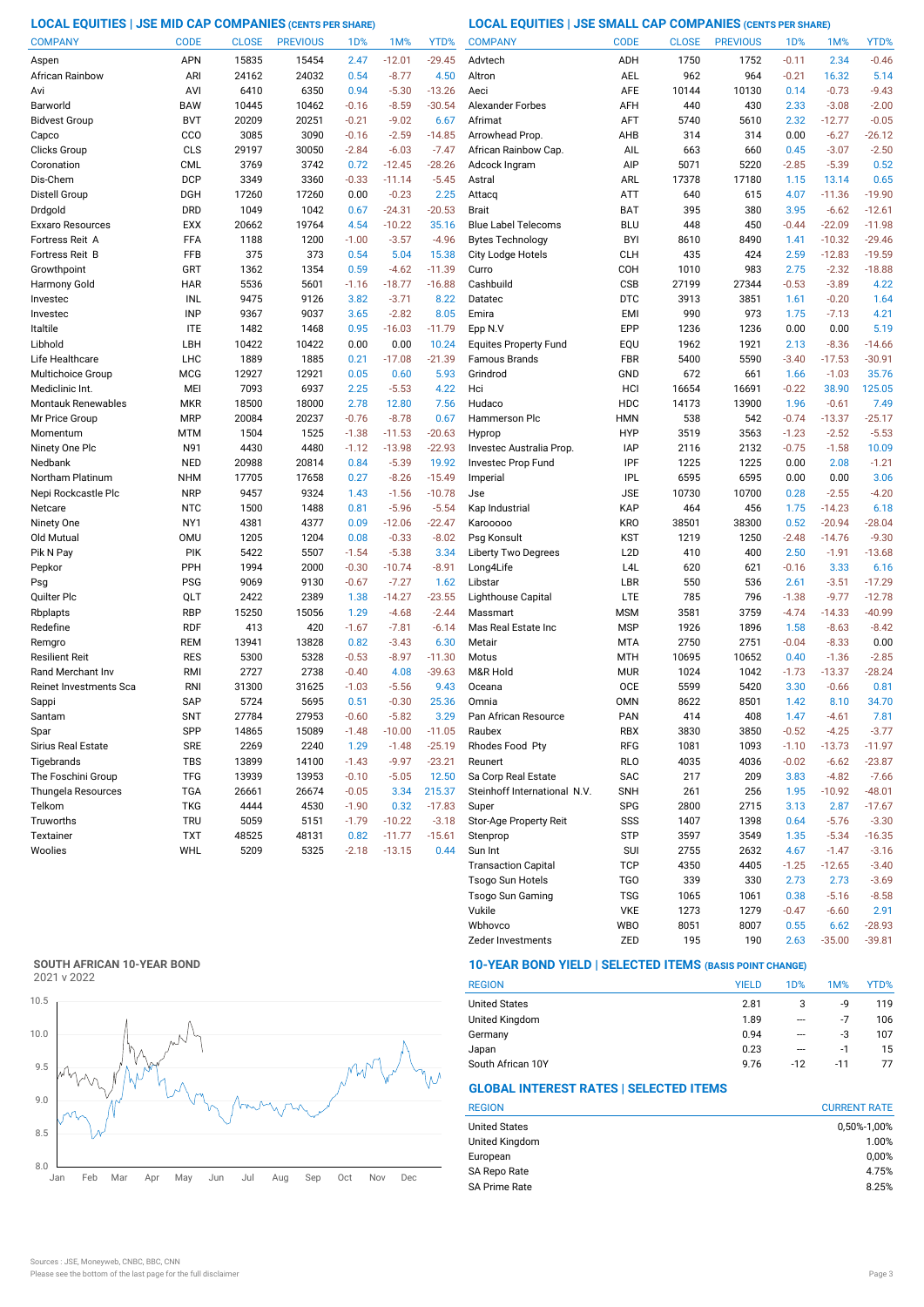## LOCAL EQUITIES | JSE MID CAP COMPANIES (CENTS PER SHARE)

| COMPANY | CODE | CLOSE | PREVIOUS | 1D% | 1M% | YTD% |
|---|---|---|---|---|---|---|
| Aspen | APN | 15835 | 15454 | 2.47 | -12.01 | -29.45 |
| African Rainbow | ARI | 24162 | 24032 | 0.54 | -8.77 | 4.50 |
| Avi | AVI | 6410 | 6350 | 0.94 | -5.30 | -13.26 |
| Barworld | BAW | 10445 | 10462 | -0.16 | -8.59 | -30.54 |
| Bidvest Group | BVT | 20209 | 20251 | -0.21 | -9.02 | 6.67 |
| Capco | CCO | 3085 | 3090 | -0.16 | -2.59 | -14.85 |
| Clicks Group | CLS | 29197 | 30050 | -2.84 | -6.03 | -7.47 |
| Coronation | CML | 3769 | 3742 | 0.72 | -12.45 | -28.26 |
| Dis-Chem | DCP | 3349 | 3360 | -0.33 | -11.14 | -5.45 |
| Distell Group | DGH | 17260 | 17260 | 0.00 | -0.23 | 2.25 |
| Drdgold | DRD | 1049 | 1042 | 0.67 | -24.31 | -20.53 |
| Exxaro Resources | EXX | 20662 | 19764 | 4.54 | -10.22 | 35.16 |
| Fortress Reit A | FFA | 1188 | 1200 | -1.00 | -3.57 | -4.96 |
| Fortress Reit B | FFB | 375 | 373 | 0.54 | 5.04 | 15.38 |
| Growthpoint | GRT | 1362 | 1354 | 0.59 | -4.62 | -11.39 |
| Harmony Gold | HAR | 5536 | 5601 | -1.16 | -18.77 | -16.88 |
| Investec | INL | 9475 | 9126 | 3.82 | -3.71 | 8.22 |
| Investec | INP | 9367 | 9037 | 3.65 | -2.82 | 8.05 |
| Italtile | ITE | 1482 | 1468 | 0.95 | -16.03 | -11.79 |
| Libhold | LBH | 10422 | 10422 | 0.00 | 0.00 | 10.24 |
| Life Healthcare | LHC | 1889 | 1885 | 0.21 | -17.08 | -21.39 |
| Multichoice Group | MCG | 12927 | 12921 | 0.05 | 0.60 | 5.93 |
| Mediclinic Int. | MEI | 7093 | 6937 | 2.25 | -5.53 | 4.22 |
| Montauk Renewables | MKR | 18500 | 18000 | 2.78 | 12.80 | 7.56 |
| Mr Price Group | MRP | 20084 | 20237 | -0.76 | -8.78 | 0.67 |
| Momentum | MTM | 1504 | 1525 | -1.38 | -11.53 | -20.63 |
| Ninety One Plc | N91 | 4430 | 4480 | -1.12 | -13.98 | -22.93 |
| Nedbank | NED | 20988 | 20814 | 0.84 | -5.39 | 19.92 |
| Northam Platinum | NHM | 17705 | 17658 | 0.27 | -8.26 | -15.49 |
| Nepi Rockcastle Plc | NRP | 9457 | 9324 | 1.43 | -1.56 | -10.78 |
| Netcare | NTC | 1500 | 1488 | 0.81 | -5.96 | -5.54 |
| Ninety One | NY1 | 4381 | 4377 | 0.09 | -12.06 | -22.47 |
| Old Mutual | OMU | 1205 | 1204 | 0.08 | -0.33 | -8.02 |
| Pik N Pay | PIK | 5422 | 5507 | -1.54 | -5.38 | 3.34 |
| Pepkor | PPH | 1994 | 2000 | -0.30 | -10.74 | -8.91 |
| Psg | PSG | 9069 | 9130 | -0.67 | -7.27 | 1.62 |
| Quilter Plc | QLT | 2422 | 2389 | 1.38 | -14.27 | -23.55 |
| Rbplapts | RBP | 15250 | 15056 | 1.29 | -4.68 | -2.44 |
| Redefine | RDF | 413 | 420 | -1.67 | -7.81 | -6.14 |
| Remgro | REM | 13941 | 13828 | 0.82 | -3.43 | 6.30 |
| Resilient Reit | RES | 5300 | 5328 | -0.53 | -8.97 | -11.30 |
| Rand Merchant Inv | RMI | 2727 | 2738 | -0.40 | 4.08 | -39.63 |
| Reinet Investments Sca | RNI | 31300 | 31625 | -1.03 | -5.56 | 9.43 |
| Sappi | SAP | 5724 | 5695 | 0.51 | -0.30 | 25.36 |
| Santam | SNT | 27784 | 27953 | -0.60 | -5.82 | 3.29 |
| Spar | SPP | 14865 | 15089 | -1.48 | -10.00 | -11.05 |
| Sirius Real Estate | SRE | 2269 | 2240 | 1.29 | -1.48 | -25.19 |
| Tigebrands | TBS | 13899 | 14100 | -1.43 | -9.97 | -23.21 |
| The Foschini Group | TFG | 13939 | 13953 | -0.10 | -5.05 | 12.50 |
| Thungela Resources | TGA | 26661 | 26674 | -0.05 | 3.34 | 215.37 |
| Telkom | TKG | 4444 | 4530 | -1.90 | 0.32 | -17.83 |
| Truworths | TRU | 5059 | 5151 | -1.79 | -10.22 | -3.18 |
| Textainer | TXT | 48525 | 48131 | 0.82 | -11.77 | -15.61 |
| Woolies | WHL | 5209 | 5325 | -2.18 | -13.15 | 0.44 |

## LOCAL EQUITIES | JSE SMALL CAP COMPANIES (CENTS PER SHARE)

| COMPANY | CODE | CLOSE | PREVIOUS | 1D% | 1M% | YTD% |
|---|---|---|---|---|---|---|
| Advtech | ADH | 1750 | 1752 | -0.11 | 2.34 | -0.46 |
| Altron | AEL | 963 | 962 | -0.21 | 16.32 | 5.14 |
| Aeci | AFE | 10144 | 10130 | 0.14 | -0.73 | -9.43 |
| Alexander Forbes | AFH | 440 | 430 | 2.33 | -3.08 | -2.00 |
| Afrimat | AFT | 5740 | 5610 | 2.32 | -12.77 | -0.05 |
| Arrowhead Prop. | AHB | 314 | 314 | 0.00 | -6.27 | -26.12 |
| African Rainbow Cap. | AIL | 663 | 660 | 0.45 | -3.07 | -2.50 |
| Adcock Ingram | AIP | 5071 | 5220 | -2.85 | -5.39 | 0.52 |
| Astral | ARL | 17378 | 17180 | 1.15 | 13.14 | 0.65 |
| Attacq | ATT | 640 | 615 | 4.07 | -11.36 | -19.90 |
| Brait | BAT | 395 | 380 | 3.95 | -6.62 | -12.61 |
| Blue Label Telecoms | BLU | 448 | 450 | -0.44 | -22.09 | -11.98 |
| Bytes Technology | BYI | 8610 | 8490 | 1.41 | -10.32 | -29.46 |
| City Lodge Hotels | CLH | 435 | 424 | 2.59 | -12.83 | -19.59 |
| Curro | COH | 1010 | 983 | 2.75 | -2.32 | -18.88 |
| Cashbuild | CSB | 27199 | 27344 | -0.53 | -3.89 | 4.22 |
| Datatec | DTC | 3913 | 3851 | 1.61 | -0.20 | 1.64 |
| Emira | EMI | 990 | 973 | 1.75 | -7.13 | 4.21 |
| Epp N.V | EPP | 1236 | 1236 | 0.00 | 0.00 | 5.19 |
| Equites Property Fund | EQU | 1962 | 1921 | 2.13 | -8.36 | -14.66 |
| Famous Brands | FBR | 5400 | 5590 | -3.40 | -17.53 | -30.91 |
| Grindrod | GND | 672 | 661 | 1.66 | -1.03 | 35.76 |
| Hci | HCI | 16654 | 16691 | -0.22 | 38.90 | 125.05 |
| Hudaco | HDC | 14173 | 13900 | 1.96 | -0.61 | 7.49 |
| Hammerson Plc | HMN | 538 | 542 | -0.74 | -13.37 | -25.17 |
| Hyprop | HYP | 3519 | 3563 | -1.23 | -2.52 | -5.53 |
| Investec Australia Prop. | IAP | 2116 | 2132 | -0.75 | -1.58 | 10.09 |
| Investec Prop Fund | IPF | 1225 | 1225 | 0.00 | 2.08 | -1.21 |
| Imperial | IPL | 6595 | 6595 | 0.00 | 0.00 | 3.06 |
| Jse | JSE | 10730 | 10700 | 0.28 | -2.55 | -4.20 |
| Kap Industrial | KAP | 464 | 456 | 1.75 | -14.23 | 6.18 |
| Karooooo | KRO | 38501 | 38300 | 0.52 | -20.94 | -28.04 |
| Psg Konsult | KST | 1219 | 1250 | -2.48 | -14.76 | -9.30 |
| Liberty Two Degrees | L2D | 410 | 400 | 2.50 | -1.91 | -13.68 |
| Long4Life | L4L | 620 | 621 | -0.16 | 3.33 | 6.16 |
| Libstar | LBR | 550 | 536 | 2.61 | -3.51 | -17.29 |
| Lighthouse Capital | LTE | 785 | 796 | -1.38 | -9.77 | -12.78 |
| Massmart | MSM | 3581 | 3759 | -4.74 | -14.33 | -40.99 |
| Mas Real Estate Inc | MSP | 1926 | 1896 | 1.58 | -8.63 | -8.42 |
| Metair | MTA | 2750 | 2751 | -0.04 | -8.33 | 0.00 |
| Motus | MTH | 10695 | 10652 | 0.40 | -1.36 | -2.85 |
| M&R Hold | MUR | 1024 | 1042 | -1.73 | -13.37 | -28.24 |
| Oceana | OCE | 5599 | 5420 | 3.30 | -0.66 | 0.81 |
| Omnia | OMN | 8622 | 8501 | 1.42 | 8.10 | 34.70 |
| Pan African Resource | PAN | 414 | 408 | 1.47 | -4.61 | 7.81 |
| Raubex | RBX | 3830 | 3850 | -0.52 | -4.25 | -3.77 |
| Rhodes Food Pty | RFG | 1081 | 1093 | -1.10 | -13.73 | -11.97 |
| Reunert | RLO | 4035 | 4036 | -0.02 | -6.62 | -23.87 |
| Sa Corp Real Estate | SAC | 217 | 209 | 3.83 | -4.82 | -7.66 |
| Steinhoff International N.V. | SNH | 261 | 256 | 1.95 | -10.92 | -48.01 |
| Super | SPG | 2800 | 2715 | 3.13 | 2.87 | -17.67 |
| Stor-Age Property Reit | SSS | 1407 | 1398 | 0.64 | -5.76 | -3.30 |
| Stenprop | STP | 3597 | 3549 | 1.35 | -5.34 | -16.35 |
| Sun Int | SUI | 2755 | 2632 | 4.67 | -1.47 | -3.16 |
| Transaction Capital | TCP | 4350 | 4405 | -1.25 | -12.65 | -3.40 |
| Tsogo Sun Hotels | TGO | 339 | 330 | 2.73 | 2.73 | -3.69 |
| Tsogo Sun Gaming | TSG | 1065 | 1061 | 0.38 | -5.16 | -8.58 |
| Vukile | VKE | 1273 | 1279 | -0.47 | -6.60 | 2.91 |
| Wbhovco | WBO | 8051 | 8007 | 0.55 | 6.62 | -28.93 |
| Zeder Investments | ZED | 195 | 190 | 2.63 | -35.00 | -39.81 |

## SOUTH AFRICAN 10-YEAR BOND

2021 v 2022

## 10-YEAR BOND YIELD | SELECTED ITEMS (BASIS POINT CHANGE)

| REGION | YIELD | 1D% | 1M% | YTD% |
|---|---|---|---|---|
| United States | 2.81 | 3 | -9 | 119 |
| United Kingdom | 1.89 | --- | -7 | 106 |
| Germany | 0.94 | --- | -3 | 107 |
| Japan | 0.23 | --- | -1 | 15 |
| South African 10Y | 9.76 | -12 | -11 | 77 |

## GLOBAL INTEREST RATES | SELECTED ITEMS

| REGION | CURRENT RATE |
|---|---|
| United States | 0,50%-1,00% |
| United Kingdom | 1.00% |
| European | 0,00% |
| SA Repo Rate | 4.75% |
| SA Prime Rate | 8.25% |

Sources : JSE, Moneyweb, CNBC, BBC, CNN

Please see the bottom of the last page for the full disclaimer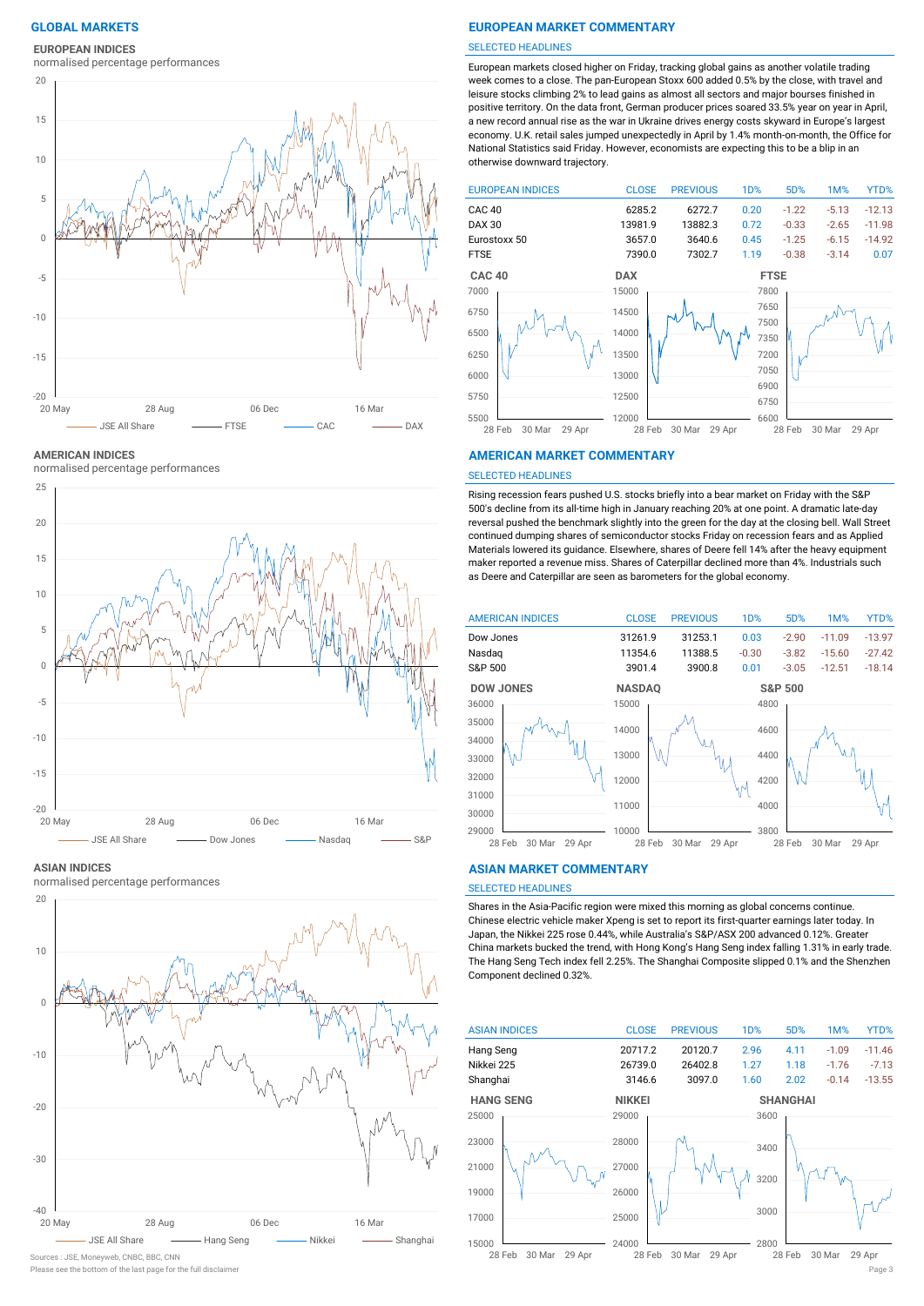## GLOBAL MARKETS

### EUROPEAN INDICES

normalised percentage performances

JSE All Share — FTSE — CAC — DAX

### AMERICAN INDICES

normalised percentage performances

JSE All Share — Dow Jones — Nasdaq — S&P

### ASIAN INDICES

normalised percentage performances

JSE All Share — Hang Seng — Nikkei — Shanghai

## EUROPEAN MARKET COMMENTARY

SELECTED HEADLINES

European markets closed higher on Friday, tracking global gains as another volatile trading week comes to a close. The pan-European Stoxx 600 added 0.5% by the close, with travel and leisure stocks climbing 2% to lead gains as almost all sectors and major bourses finished in positive territory. On the data front, German producer prices soared 33.5% year on year in April, a new record annual rise as the war in Ukraine drives energy costs skyward in Europe's largest economy. U.K. retail sales jumped unexpectedly in April by 1.4% month-on-month, the Office for National Statistics said Friday. However, economists are expecting this to be a blip in an otherwise downward trajectory.

| EUROPEAN INDICES | CLOSE | PREVIOUS | 1D% | 5D% | 1M% | YTD% |
|---|---|---|---|---|---|---|
| CAC 40 | 6285.2 | 6272.7 | 0.20 | -1.22 | -5.13 | -12.13 |
| DAX 30 | 13981.9 | 13882.3 | 0.72 | -0.33 | -2.65 | -11.98 |
| Eurostoxx 50 | 3657.0 | 3640.6 | 0.45 | -1.25 | -6.15 | -14.92 |
| FTSE | 7390.0 | 7302.7 | 1.19 | -0.38 | -3.14 | 0.07 |

## AMERICAN MARKET COMMENTARY

SELECTED HEADLINES

Rising recession fears pushed U.S. stocks briefly into a bear market on Friday with the S&P 500's decline from its all-time high in January reaching 20% at one point. A dramatic late-day reversal pushed the benchmark slightly into the green for the day at the closing bell. Wall Street continued dumping shares of semiconductor stocks Friday on recession fears and as Applied Materials lowered its guidance. Elsewhere, shares of Deere fell 14% after the heavy equipment maker reported a revenue miss. Shares of Caterpillar declined more than 4%. Industrials such as Deere and Caterpillar are seen as barometers for the global economy.

| AMERICAN INDICES | CLOSE | PREVIOUS | 1D% | 5D% | 1M% | YTD% |
|---|---|---|---|---|---|---|
| Dow Jones | 31261.9 | 31253.1 | 0.03 | -2.90 | -11.09 | -13.97 |
| Nasdaq | 11354.6 | 11388.5 | -0.30 | -3.82 | -15.60 | -27.42 |
| S&P 500 | 3901.4 | 3900.8 | 0.01 | -3.05 | -12.51 | -18.14 |

## ASIAN MARKET COMMENTARY

SELECTED HEADLINES

Shares in the Asia-Pacific region were mixed this morning as global concerns continue. Chinese electric vehicle maker Xpeng is set to report its first-quarter earnings later today. In Japan, the Nikkei 225 rose 0.44%, while Australia's S&P/ASX 200 advanced 0.12%. Greater China markets bucked the trend, with Hong Kong's Hang Seng index falling 1.31% in early trade. The Hang Seng Tech index fell 2.25%. The Shanghai Composite slipped 0.1% and the Shenzhen Component declined 0.32%.

| ASIAN INDICES | CLOSE | PREVIOUS | 1D% | 5D% | 1M% | YTD% |
|---|---|---|---|---|---|---|
| Hang Seng | 20717.2 | 20120.7 | 2.96 | 4.11 | -1.09 | -11.46 |
| Nikkei 225 | 26739.0 | 26402.8 | 1.27 | 1.18 | -1.76 | -7.13 |
| Shanghai | 3146.6 | 3097.0 | 1.60 | 2.02 | -0.14 | -13.55 |

Sources : JSE, Moneyweb, CNBC, BBC, CNN

Please see the bottom of the last page for the full disclaimer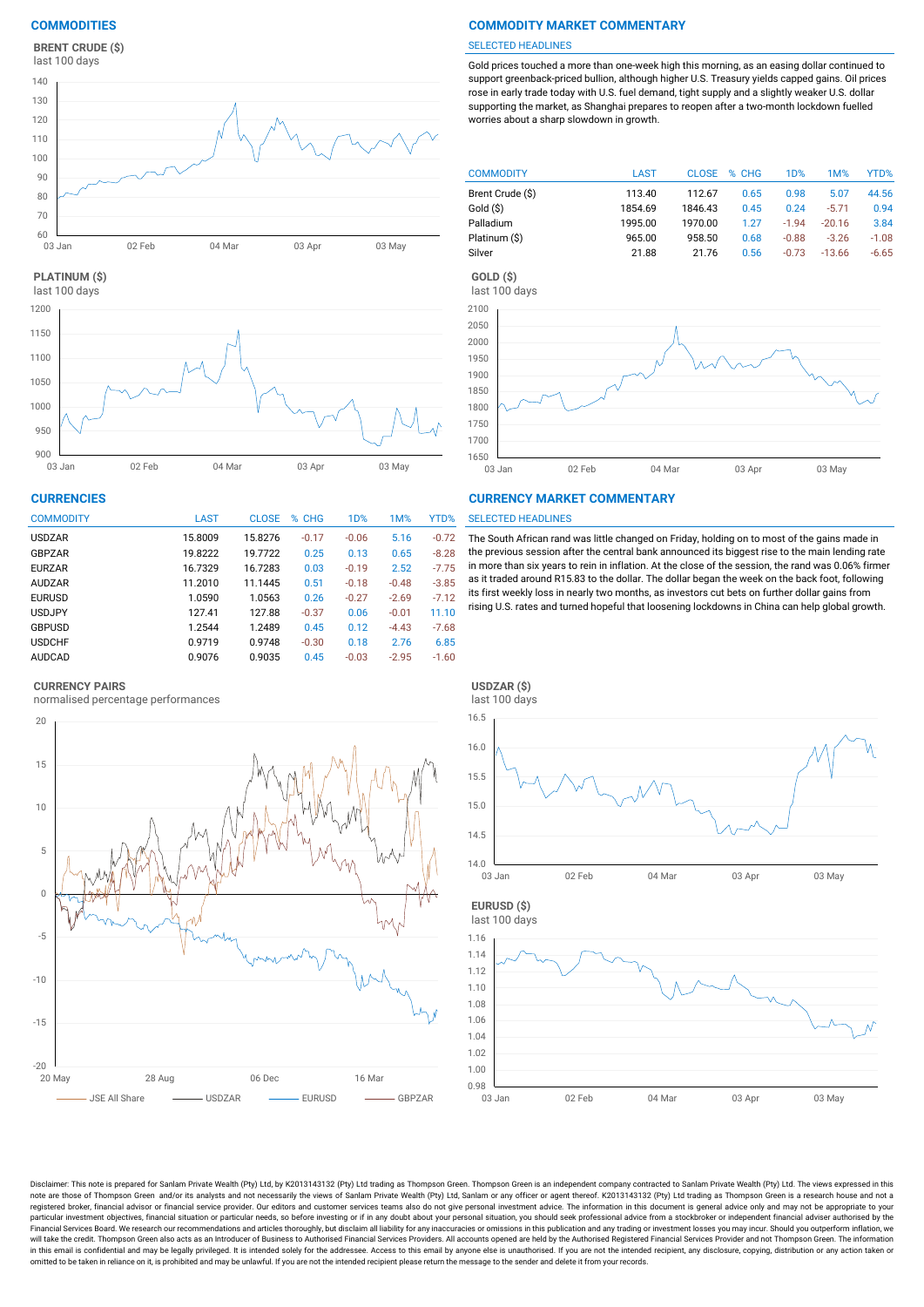## COMMODITIES

**BRENT CRUDE ($)**
last 100 days

140
130
120
110
100
90
80
70
60
03 Jan
02 Feb
04 Mar
03 Apr
03 May

**PLATINUM ($)**
last 100 days

1200
1150
1100
1050
1000
950
900
03 Jan
02 Feb
04 Mar
03 Apr
03 May

## COMMODITY MARKET COMMENTARY

SELECTED HEADLINES

Gold prices touched a more than one-week high this morning, as an easing dollar continued to support greenback-priced bullion, although higher U.S. Treasury yields capped gains. Oil prices rose in early trade today with U.S. fuel demand, tight supply and a slightly weaker U.S. dollar supporting the market, as Shanghai prepares to reopen after a two-month lockdown fuelled worries about a sharp slowdown in growth.

| COMMODITY | LAST | CLOSE | % CHG | 1D% | 1M% | YTD% |
|---|---|---|---|---|---|---|
| Brent Crude ($) | 113.40 | 112.67 | 0.65 | 0.98 | 5.07 | 44.56 |
| Gold ($) | 1854.69 | 1846.43 | 0.45 | 0.24 | -5.71 | 0.94 |
| Palladium | 1995.00 | 1970.00 | 1.27 | -1.94 | -20.16 | 3.84 |
| Platinum ($) | 965.00 | 958.50 | 0.68 | -0.88 | -3.26 | -1.08 |
| Silver | 21.88 | 21.76 | 0.56 | -0.73 | -13.66 | -6.65 |

**GOLD ($)**
last 100 days

2100
2050
2000
1950
1900
1850
1800
1750
1700
1650
03 Jan
02 Feb
04 Mar
03 Apr
03 May

## CURRENCIES

| COMMODITY | LAST | CLOSE | % CHG | 1D% | 1M% | YTD% |
|---|---|---|---|---|---|---|
| USDZAR | 15.8009 | 15.8276 | -0.17 | -0.06 | 5.16 | -0.72 |
| GBPZAR | 19.8222 | 19.7722 | 0.25 | 0.13 | 0.65 | -8.28 |
| EURZAR | 16.7329 | 16.7283 | 0.03 | -0.19 | 2.52 | -7.75 |
| AUDZAR | 11.2010 | 11.1445 | 0.51 | -0.18 | -0.48 | -3.85 |
| EURUSD | 1.0590 | 1.0563 | 0.26 | -0.27 | -2.69 | -7.12 |
| USDJPY | 127.41 | 127.88 | -0.37 | 0.06 | -0.01 | 11.10 |
| GBPUSD | 1.2544 | 1.2489 | 0.45 | 0.12 | -4.43 | -7.68 |
| USDCHF | 0.9719 | 0.9748 | -0.30 | 0.18 | 2.76 | 6.85 |
| AUDCAD | 0.9076 | 0.9035 | 0.45 | -0.03 | -2.95 | -1.60 |

## CURRENCY MARKET COMMENTARY

SELECTED HEADLINES

The South African rand was little changed on Friday, holding on to most of the gains made in the previous session after the central bank announced its biggest rise to the main lending rate in more than six years to rein in inflation. At the close of the session, the rand was 0.06% firmer as it traded around R15.83 to the dollar. The dollar began the week on the back foot, following its first weekly loss in nearly two months, as investors cut bets on further dollar gains from rising U.S. rates and turned hopeful that loosening lockdowns in China can help global growth.

**CURRENCY PAIRS**
normalised percentage performances

20
15
10
5
0
-5
-10
-15
-20
20 May
28 Aug
06 Dec
16 Mar

JSE All Share
USDZAR
EURUSD
GBPZAR

**USDZAR ($)**
last 100 days

16.5
16.0
15.5
15.0
14.5
14.0
03 Jan
02 Feb
04 Mar
03 Apr
03 May

**EURUSD ($)**
last 100 days

1.16
1.14
1.12
1.10
1.08
1.06
1.04
1.02
1.00
0.98
03 Jan
02 Feb
04 Mar
03 Apr
03 May

Disclaimer: This note is prepared for Sanlam Private Wealth (Pty) Ltd, by K2013143132 (Pty) Ltd trading as Thompson Green. Thompson Green is an independent company contracted to Sanlam Private Wealth (Pty) Ltd. The views expressed in this note are those of Thompson Green and its analysts and not necessarily the views of Sanlam Private Wealth (Pty) Ltd, Sanlam or any officer or agent thereof. K2013143132 (Pty) Ltd trading as Thompson Green is a research house and not a registered broker, financial advisor or financial service provider. Our editors and customer services teams also do not give personal investment advice. The information in this document is general advice only and may not be appropriate to your particular investment objectives, financial situation or particular needs, so before investing or if in any doubt about your personal situation, you should seek professional advice from a stockbroker or independent financial adviser authorised by the Financial Services Board. We research our recommendations and articles thoroughly, but disclaim all liability for any inaccuracies or omissions in this publication and any trading or investment losses you may incur. Should you outperform inflation, we will take the credit. Thompson Green also acts as an Introducer of Business to Authorised Financial Services Providers. All accounts opened are held by the Authorised Registered Financial Services Provider and not Thompson Green. The information in this email is confidential and may be legally privileged. It is intended solely for the addressee. Access to this email by anyone else is unauthorised. If you are not the intended recipient, any disclosure, copying, distribution or any action taken or omitted to be taken in reliance on it, is prohibited and may be unlawful. If you are not the intended recipient please return the message to the sender and delete it from your records.